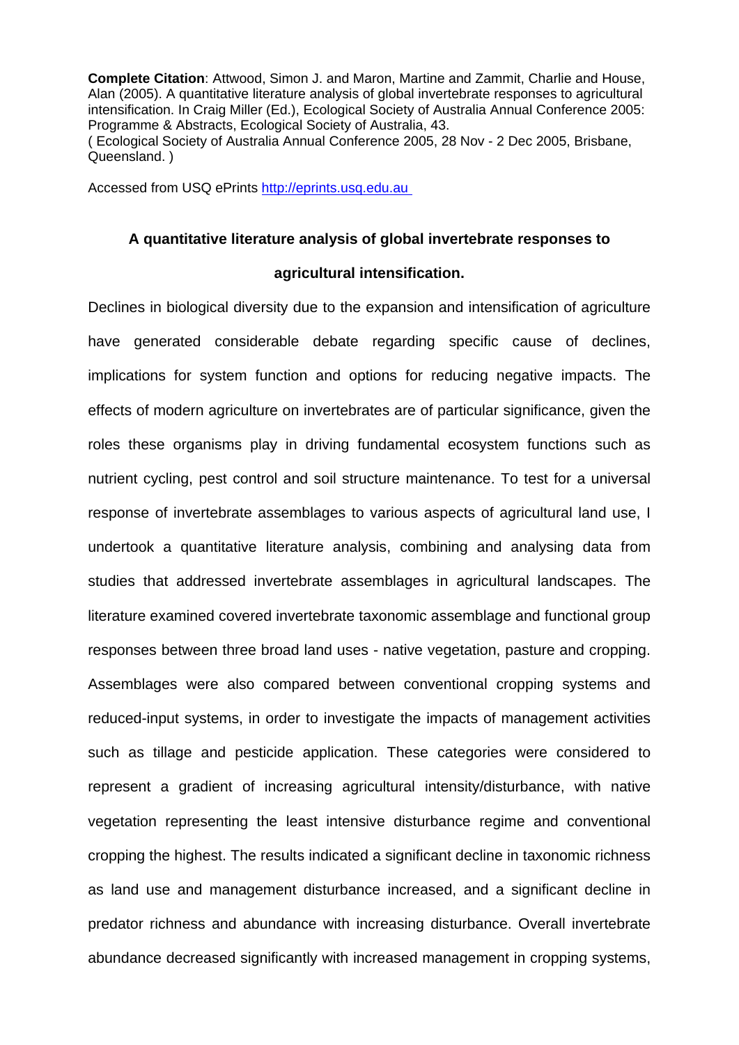**Complete Citation**: Attwood, Simon J. and Maron, Martine and Zammit, Charlie and House, Alan (2005). A quantitative literature analysis of global invertebrate responses to agricultural intensification. In Craig Miller (Ed.), Ecological Society of Australia Annual Conference 2005: Programme & Abstracts, Ecological Society of Australia, 43.
( Ecological Society of Australia Annual Conference 2005, 28 Nov - 2 Dec 2005, Brisbane, Queensland. )

Accessed from USQ ePrints [http://eprints.usq.edu.au](http://eprints.usq.edu.au)

## A quantitative literature analysis of global invertebrate responses to agricultural intensification.

Declines in biological diversity due to the expansion and intensification of agriculture have generated considerable debate regarding specific cause of declines, implications for system function and options for reducing negative impacts. The effects of modern agriculture on invertebrates are of particular significance, given the roles these organisms play in driving fundamental ecosystem functions such as nutrient cycling, pest control and soil structure maintenance. To test for a universal response of invertebrate assemblages to various aspects of agricultural land use, I undertook a quantitative literature analysis, combining and analysing data from studies that addressed invertebrate assemblages in agricultural landscapes. The literature examined covered invertebrate taxonomic assemblage and functional group responses between three broad land uses - native vegetation, pasture and cropping. Assemblages were also compared between conventional cropping systems and reduced-input systems, in order to investigate the impacts of management activities such as tillage and pesticide application. These categories were considered to represent a gradient of increasing agricultural intensity/disturbance, with native vegetation representing the least intensive disturbance regime and conventional cropping the highest. The results indicated a significant decline in taxonomic richness as land use and management disturbance increased, and a significant decline in predator richness and abundance with increasing disturbance. Overall invertebrate abundance decreased significantly with increased management in cropping systems,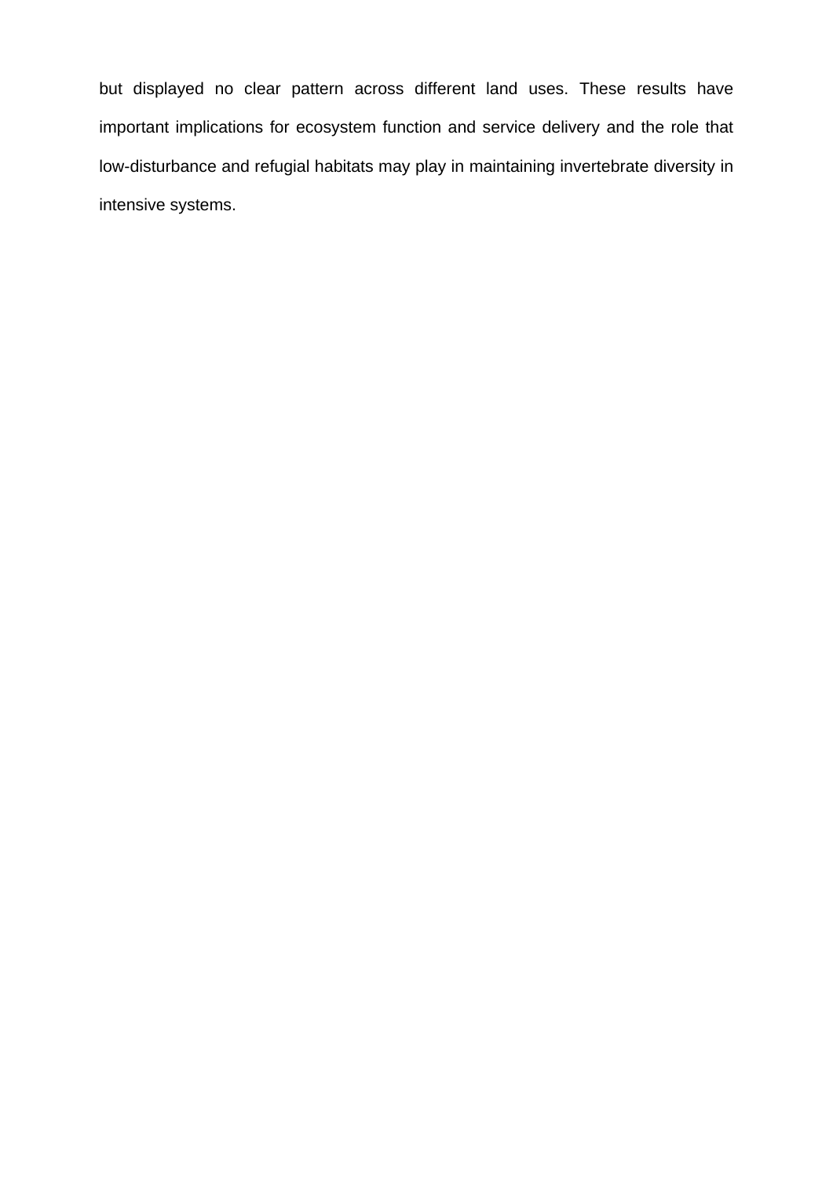but displayed no clear pattern across different land uses. These results have important implications for ecosystem function and service delivery and the role that low-disturbance and refugial habitats may play in maintaining invertebrate diversity in intensive systems.